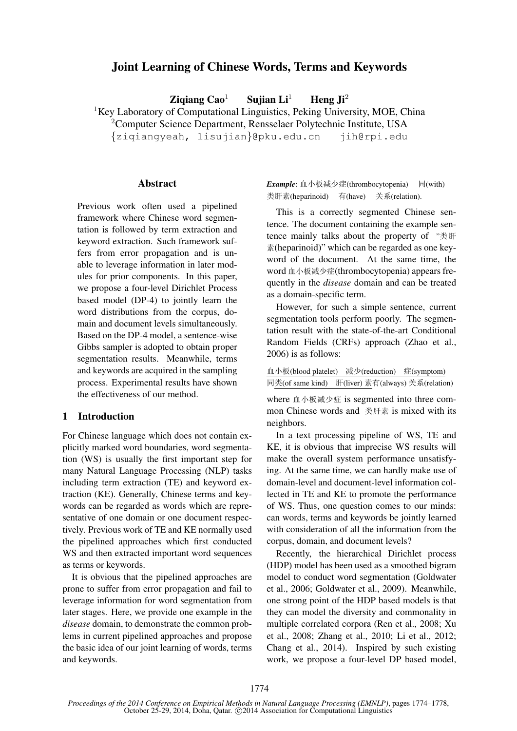# Joint Learning of Chinese Words, Terms and Keywords

**Ziqiang Cao**[1] **Sujian Li**[1] **Heng Ji**[2]

[1]Key Laboratory of Computational Linguistics, Peking University, MOE, China
[2]Computer Science Department, Rensselaer Polytechnic Institute, USA
{ziqiangyeah, lisujian}@pku.edu.cn jih@rpi.edu

## Abstract

Previous work often used a pipelined framework where Chinese word segmentation is followed by term extraction and keyword extraction. Such framework suffers from error propagation and is unable to leverage information in later modules for prior components. In this paper, we propose a four-level Dirichlet Process based model (DP-4) to jointly learn the word distributions from the corpus, domain and document levels simultaneously. Based on the DP-4 model, a sentence-wise Gibbs sampler is adopted to obtain proper segmentation results. Meanwhile, terms and keywords are acquired in the sampling process. Experimental results have shown the effectiveness of our method.

## 1 Introduction

For Chinese language which does not contain explicitly marked word boundaries, word segmentation (WS) is usually the first important step for many Natural Language Processing (NLP) tasks including term extraction (TE) and keyword extraction (KE). Generally, Chinese terms and keywords can be regarded as words which are representative of one domain or one document respectively. Previous work of TE and KE normally used the pipelined approaches which first conducted WS and then extracted important word sequences as terms or keywords.

It is obvious that the pipelined approaches are prone to suffer from error propagation and fail to leverage information for word segmentation from later stages. Here, we provide one example in the *disease* domain, to demonstrate the common problems in current pipelined approaches and propose the basic idea of our joint learning of words, terms and keywords.

***Example***: 血小板减少症(thrombocytopenia) 同(with) 类肝素(heparinoid) 有(have) 关系(relation).

This is a correctly segmented Chinese sentence. The document containing the example sentence mainly talks about the property of "类肝素(heparinoid)" which can be regarded as one keyword of the document. At the same time, the word 血小板减少症(thrombocytopenia) appears frequently in the *disease* domain and can be treated as a domain-specific term.

However, for such a simple sentence, current segmentation tools perform poorly. The segmentation result with the state-of-the-art Conditional Random Fields (CRFs) approach (Zhao et al., 2006) is as follows:

血小板(blood platelet) 减少(reduction) 症(symptom) 同类(of same kind) 肝(liver) 素有(always) 关系(relation)

where 血小板减少症 is segmented into three common Chinese words and 类肝素 is mixed with its neighbors.

In a text processing pipeline of WS, TE and KE, it is obvious that imprecise WS results will make the overall system performance unsatisfying. At the same time, we can hardly make use of domain-level and document-level information collected in TE and KE to promote the performance of WS. Thus, one question comes to our minds: can words, terms and keywords be jointly learned with consideration of all the information from the corpus, domain, and document levels?

Recently, the hierarchical Dirichlet process (HDP) model has been used as a smoothed bigram model to conduct word segmentation (Goldwater et al., 2006; Goldwater et al., 2009). Meanwhile, one strong point of the HDP based models is that they can model the diversity and commonality in multiple correlated corpora (Ren et al., 2008; Xu et al., 2008; Zhang et al., 2010; Li et al., 2012; Chang et al., 2014). Inspired by such existing work, we propose a four-level DP based model,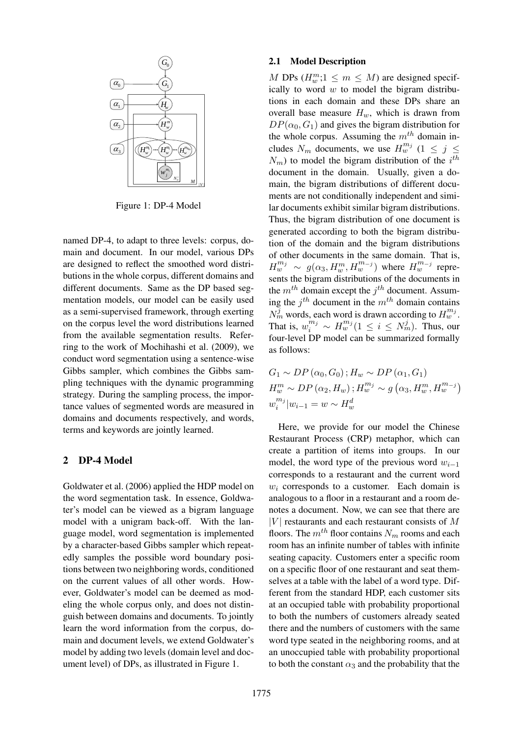Figure 1: DP-4 Model

named DP-4, to adapt to three levels: corpus, domain and document. In our model, various DPs are designed to reflect the smoothed word distributions in the whole corpus, different domains and different documents. Same as the DP based segmentation models, our model can be easily used as a semi-supervised framework, through exerting on the corpus level the word distributions learned from the available segmentation results. Referring to the work of Mochihashi et al. (2009), we conduct word segmentation using a sentence-wise Gibbs sampler, which combines the Gibbs sampling techniques with the dynamic programming strategy. During the sampling process, the importance values of segmented words are measured in domains and documents respectively, and words, terms and keywords are jointly learned.

## 2 DP-4 Model

Goldwater et al. (2006) applied the HDP model on the word segmentation task. In essence, Goldwater's model can be viewed as a bigram language model with a unigram back-off. With the language model, word segmentation is implemented by a character-based Gibbs sampler which repeatedly samples the possible word boundary positions between two neighboring words, conditioned on the current values of all other words. However, Goldwater's model can be deemed as modeling the whole corpus only, and does not distinguish between domains and documents. To jointly learn the word information from the corpus, domain and document levels, we extend Goldwater's model by adding two levels (domain level and document level) of DPs, as illustrated in Figure 1.

### 2.1 Model Description

$M$ DPs ($H_w^m$;$1 \leq m \leq M$) are designed specifically to word $w$ to model the bigram distributions in each domain and these DPs share an overall base measure $H_w$, which is drawn from $DP(\alpha_0, G_1)$ and gives the bigram distribution for the whole corpus. Assuming the $m^{th}$ domain includes $N_m$ documents, we use $H_w^{m_j}$ ($1 \leq j \leq N_m$) to model the bigram distribution of the $i^{th}$ document in the domain. Usually, given a domain, the bigram distributions of different documents are not conditionally independent and similar documents exhibit similar bigram distributions. Thus, the bigram distribution of one document is generated according to both the bigram distribution of the domain and the bigram distributions of other documents in the same domain. That is, $H_w^{m_j} \sim g(\alpha_3, H_w^m, H_w^{m_{-j}})$ where $H_w^{m_{-j}}$ represents the bigram distributions of the documents in the $m^{th}$ domain except the $j^{th}$ document. Assuming the $j^{th}$ document in the $m^{th}$ domain contains $N_m^j$ words, each word is drawn according to $H_w^{m_j}$. That is, $w_i^{m_j} \sim H_w^{m_j} (1 \leq i \leq N_m^j)$. Thus, our four-level DP model can be summarized formally as follows:

$$
\begin{aligned}
&G_1 \sim DP\left(\alpha_0, G_0\right); H_w \sim DP\left(\alpha_1, G_1\right) \\
&H_w^m \sim DP\left(\alpha_2, H_w\right); H_w^{m_j} \sim g\left(\alpha_3, H_w^m, H_w^{m_{-j}}\right) \\
&w_i^{m_j} | w_{i-1} = w \sim H_w^d
\end{aligned}
$$

Here, we provide for our model the Chinese Restaurant Process (CRP) metaphor, which can create a partition of items into groups. In our model, the word type of the previous word $w_{i-1}$ corresponds to a restaurant and the current word $w_i$ corresponds to a customer. Each domain is analogous to a floor in a restaurant and a room denotes a document. Now, we can see that there are $|V|$ restaurants and each restaurant consists of $M$ floors. The $m^{th}$ floor contains $N_m$ rooms and each room has an infinite number of tables with infinite seating capacity. Customers enter a specific room on a specific floor of one restaurant and seat themselves at a table with the label of a word type. Different from the standard HDP, each customer sits at an occupied table with probability proportional to both the numbers of customers already seated there and the numbers of customers with the same word type seated in the neighboring rooms, and at an unoccupied table with probability proportional to both the constant $\alpha_3$ and the probability that the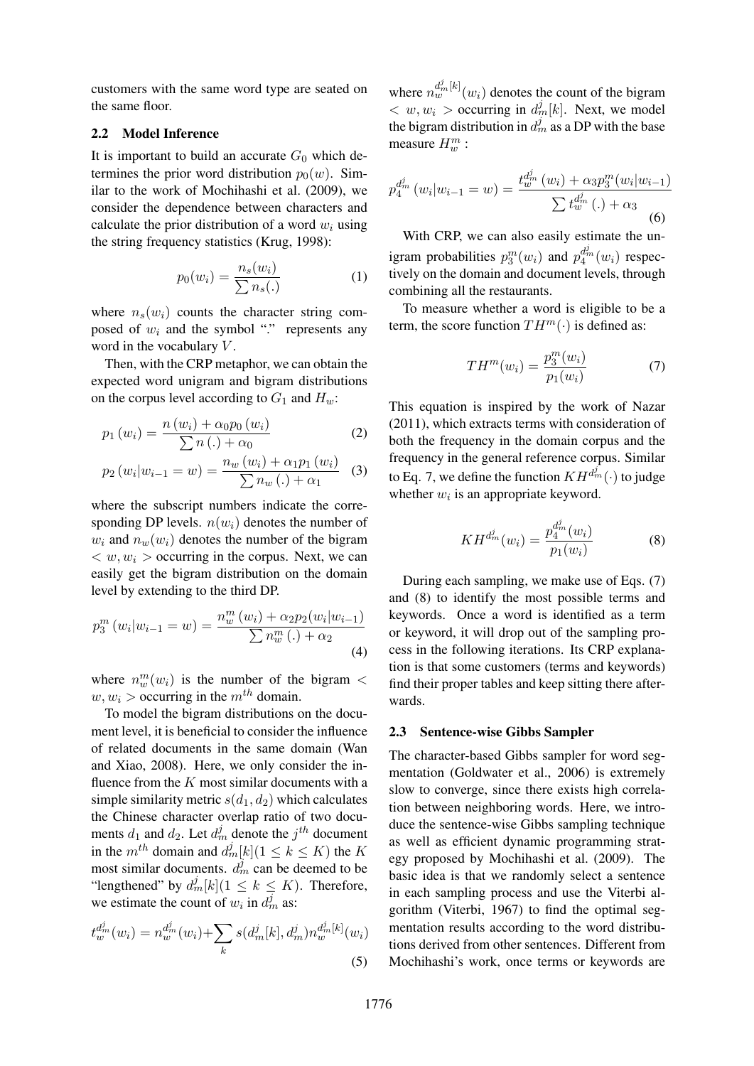customers with the same word type are seated on the same floor.

## 2.2 Model Inference

It is important to build an accurate $G_0$ which determines the prior word distribution $p_0(w)$. Similar to the work of Mochihashi et al. (2009), we consider the dependence between characters and calculate the prior distribution of a word $w_i$ using the string frequency statistics (Krug, 1998):

$$p_0(w_i) = \frac{n_s(w_i)}{\sum n_s(.)} \tag{1}$$

where $n_s(w_i)$ counts the character string composed of $w_i$ and the symbol "." represents any word in the vocabulary $V$.

Then, with the CRP metaphor, we can obtain the expected word unigram and bigram distributions on the corpus level according to $G_1$ and $H_w$:

$$p_1(w_i) = \frac{n(w_i) + \alpha_0 p_0(w_i)}{\sum n(.) + \alpha_0} \tag{2}$$

$$p_2(w_i | w_{i-1} = w) = \frac{n_w(w_i) + \alpha_1 p_1(w_i)}{\sum n_w(.) + \alpha_1} \tag{3}$$

where the subscript numbers indicate the corresponding DP levels. $n(w_i)$ denotes the number of $w_i$ and $n_w(w_i)$ denotes the number of the bigram $< w, w_i >$ occurring in the corpus. Next, we can easily get the bigram distribution on the domain level by extending to the third DP.

$$p_3^m(w_i | w_{i-1} = w) = \frac{n_w^m(w_i) + \alpha_2 p_2(w_i | w_{i-1})}{\sum n_w^m(.) + \alpha_2} \tag{4}$$

where $n_w^m(w_i)$ is the number of the bigram $< w, w_i >$ occurring in the $m^{th}$ domain.

To model the bigram distributions on the document level, it is beneficial to consider the influence of related documents in the same domain (Wan and Xiao, 2008). Here, we only consider the influence from the $K$ most similar documents with a simple similarity metric $s(d_1, d_2)$ which calculates the Chinese character overlap ratio of two documents $d_1$ and $d_2$. Let $d_m^j$ denote the $j^{th}$ document in the $m^{th}$ domain and $d_m^j[k] (1 \leq k \leq K)$ the $K$ most similar documents. $d_m^j$ can be deemed to be "lengthened" by $d_m^j[k] (1 \leq k \leq K)$. Therefore, we estimate the count of $w_i$ in $d_m^j$ as:

$$t_w^{d_m^j}(w_i) = n_w^{d_m^j}(w_i) + \sum_k s(d_m^j[k], d_m^j) n_w^{d_m^j[k]}(w_i) \tag{5}$$

where $n_w^{d_m^j[k]}(w_i)$ denotes the count of the bigram $< w, w_i >$ occurring in $d_m^j[k]$. Next, we model the bigram distribution in $d_m^j$ as a DP with the base measure $H_w^m$ :

$$p_4^{d_m^j}(w_i | w_{i-1} = w) = \frac{t_w^{d_m^j}(w_i) + \alpha_3 p_3^m(w_i | w_{i-1})}{\sum t_w^{d_m^j}(.) + \alpha_3} \tag{6}$$

With CRP, we can also easily estimate the unigram probabilities $p_3^m(w_i)$ and $p_4^{d_m^j}(w_i)$ respectively on the domain and document levels, through combining all the restaurants.

To measure whether a word is eligible to be a term, the score function $TH^m(\cdot)$ is defined as:

$$TH^m(w_i) = \frac{p_3^m(w_i)}{p_1(w_i)} \tag{7}$$

This equation is inspired by the work of Nazar (2011), which extracts terms with consideration of both the frequency in the domain corpus and the frequency in the general reference corpus. Similar to Eq. 7, we define the function $KH^{d_m^j}(\cdot)$ to judge whether $w_i$ is an appropriate keyword.

$$KH^{d_m^j}(w_i) = \frac{p_4^{d_m^j}(w_i)}{p_1(w_i)} \tag{8}$$

During each sampling, we make use of Eqs. (7) and (8) to identify the most possible terms and keywords. Once a word is identified as a term or keyword, it will drop out of the sampling process in the following iterations. Its CRP explanation is that some customers (terms and keywords) find their proper tables and keep sitting there afterwards.

## 2.3 Sentence-wise Gibbs Sampler

The character-based Gibbs sampler for word segmentation (Goldwater et al., 2006) is extremely slow to converge, since there exists high correlation between neighboring words. Here, we introduce the sentence-wise Gibbs sampling technique as well as efficient dynamic programming strategy proposed by Mochihashi et al. (2009). The basic idea is that we randomly select a sentence in each sampling process and use the Viterbi algorithm (Viterbi, 1967) to find the optimal segmentation results according to the word distributions derived from other sentences. Different from Mochihashi's work, once terms or keywords are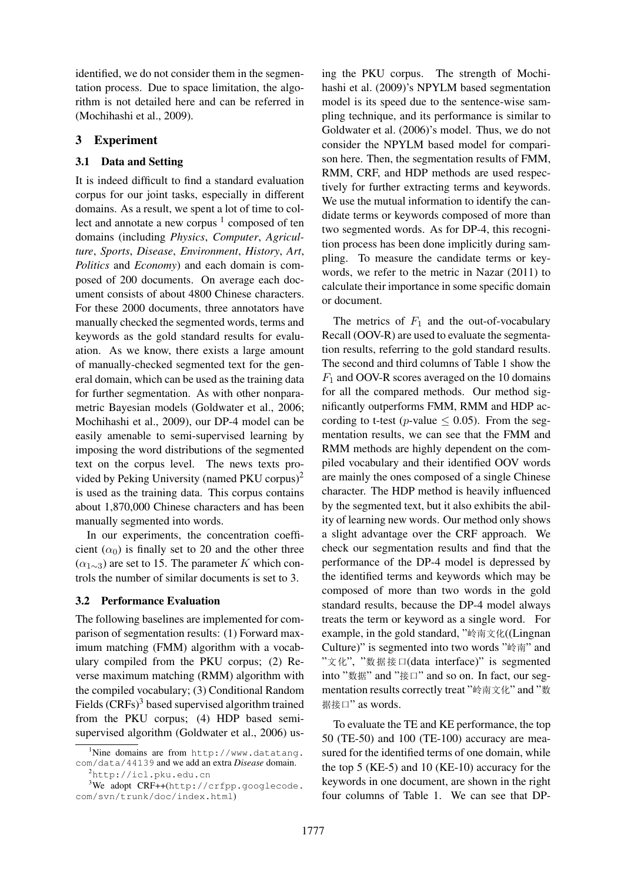identified, we do not consider them in the segmentation process. Due to space limitation, the algorithm is not detailed here and can be referred in (Mochihashi et al., 2009).

## 3 Experiment

### 3.1 Data and Setting

It is indeed difficult to find a standard evaluation corpus for our joint tasks, especially in different domains. As a result, we spent a lot of time to collect and annotate a new corpus [1] composed of ten domains (including *Physics*, *Computer*, *Agriculture*, *Sports*, *Disease*, *Environment*, *History*, *Art*, *Politics* and *Economy*) and each domain is composed of 200 documents. On average each document consists of about 4800 Chinese characters. For these 2000 documents, three annotators have manually checked the segmented words, terms and keywords as the gold standard results for evaluation. As we know, there exists a large amount of manually-checked segmented text for the general domain, which can be used as the training data for further segmentation. As with other nonparametric Bayesian models (Goldwater et al., 2006; Mochihashi et al., 2009), our DP-4 model can be easily amenable to semi-supervised learning by imposing the word distributions of the segmented text on the corpus level. The news texts provided by Peking University (named PKU corpus)[2] is used as the training data. This corpus contains about 1,870,000 Chinese characters and has been manually segmented into words.

In our experiments, the concentration coefficient ($\alpha_0$) is finally set to 20 and the other three ($\alpha_{1\sim3}$) are set to 15. The parameter $K$ which controls the number of similar documents is set to 3.

### 3.2 Performance Evaluation

The following baselines are implemented for comparison of segmentation results: (1) Forward maximum matching (FMM) algorithm with a vocabulary compiled from the PKU corpus; (2) Reverse maximum matching (RMM) algorithm with the compiled vocabulary; (3) Conditional Random Fields (CRFs)[3] based supervised algorithm trained from the PKU corpus; (4) HDP based semi-supervised algorithm (Goldwater et al., 2006) using the PKU corpus. The strength of Mochihashi et al. (2009)'s NPYLM based segmentation model is its speed due to the sentence-wise sampling technique, and its performance is similar to Goldwater et al. (2006)'s model. Thus, we do not consider the NPYLM based model for comparison here. Then, the segmentation results of FMM, RMM, CRF, and HDP methods are used respectively for further extracting terms and keywords. We use the mutual information to identify the candidate terms or keywords composed of more than two segmented words. As for DP-4, this recognition process has been done implicitly during sampling. To measure the candidate terms or keywords, we refer to the metric in Nazar (2011) to calculate their importance in some specific domain or document.

The metrics of $F_1$ and the out-of-vocabulary Recall (OOV-R) are used to evaluate the segmentation results, referring to the gold standard results. The second and third columns of Table 1 show the $F_1$ and OOV-R scores averaged on the 10 domains for all the compared methods. Our method significantly outperforms FMM, RMM and HDP according to t-test ($p$-value $\leq$ 0.05). From the segmentation results, we can see that the FMM and RMM methods are highly dependent on the compiled vocabulary and their identified OOV words are mainly the ones composed of a single Chinese character. The HDP method is heavily influenced by the segmented text, but it also exhibits the ability of learning new words. Our method only shows a slight advantage over the CRF approach. We check our segmentation results and find that the performance of the DP-4 model is depressed by the identified terms and keywords which may be composed of more than two words in the gold standard results, because the DP-4 model always treats the term or keyword as a single word. For example, in the gold standard, "岭南文化((Lingnan Culture)" is segmented into two words "岭南" and "文化", "数据接口(data interface)" is segmented into "数据" and "接口" and so on. In fact, our segmentation results correctly treat "岭南文化" and "数据接口" as words.

To evaluate the TE and KE performance, the top 50 (TE-50) and 100 (TE-100) accuracy are measured for the identified terms of one domain, while the top 5 (KE-5) and 10 (KE-10) accuracy for the keywords in one document, are shown in the right four columns of Table 1. We can see that DP-

[1] Nine domains are from http://www.datatang.com/data/44139 and we add an extra *Disease* domain.

[2] http://icl.pku.edu.cn

[3] We adopt CRF++(http://crfpp.googlecode.com/svn/trunk/doc/index.html)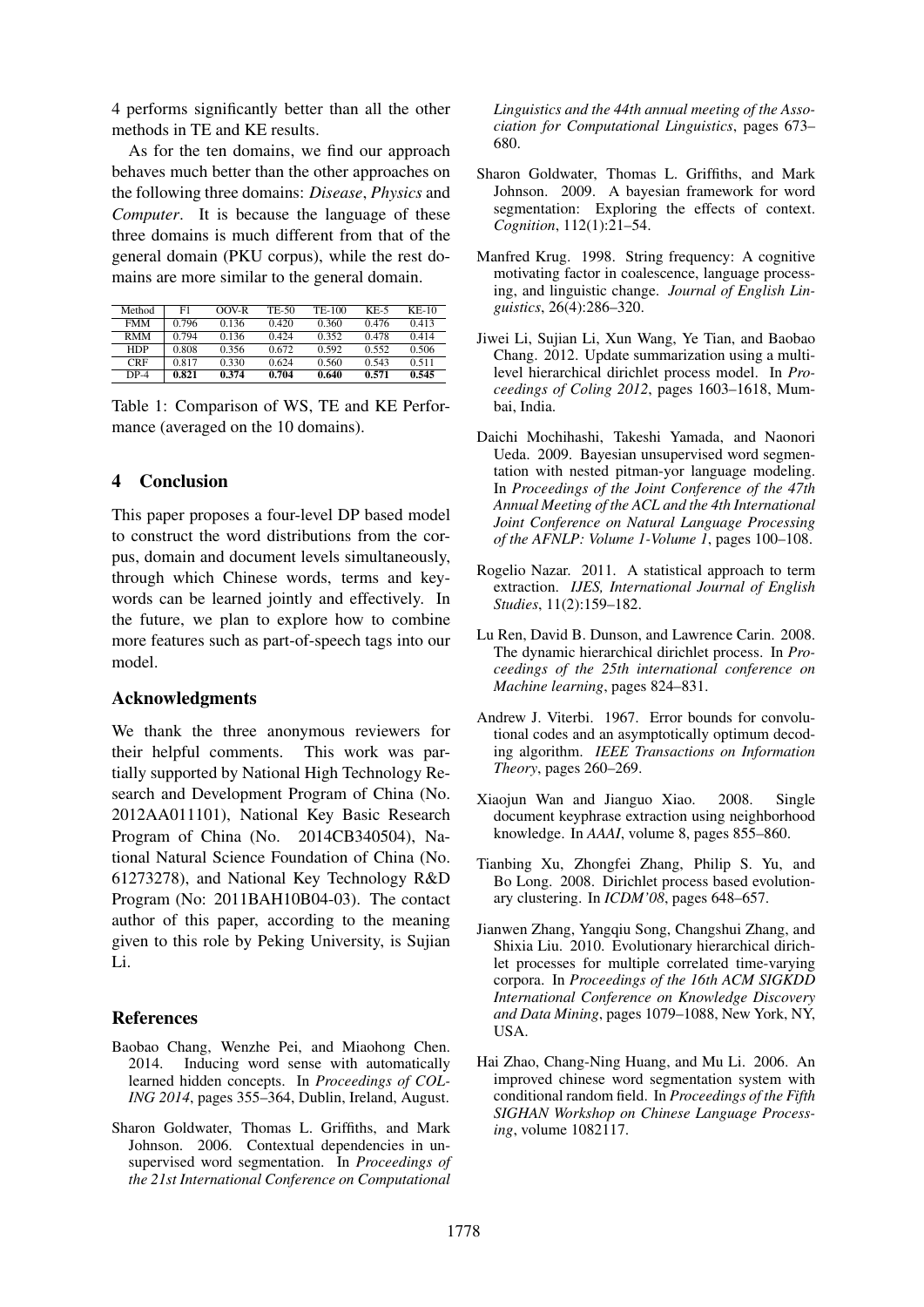4 performs significantly better than all the other methods in TE and KE results.

As for the ten domains, we find our approach behaves much better than the other approaches on the following three domains: *Disease*, *Physics* and *Computer*. It is because the language of these three domains is much different from that of the general domain (PKU corpus), while the rest domains are more similar to the general domain.

| Method | F1 | OOV-R | TE-50 | TE-100 | KE-5 | KE-10 |
|---|---|---|---|---|---|---|
| FMM | 0.796 | 0.136 | 0.420 | 0.360 | 0.476 | 0.413 |
| RMM | 0.794 | 0.136 | 0.424 | 0.352 | 0.478 | 0.414 |
| HDP | 0.808 | 0.356 | 0.672 | 0.592 | 0.552 | 0.506 |
| CRF | 0.817 | 0.330 | 0.624 | 0.560 | 0.543 | 0.511 |
| DP-4 | **0.821** | **0.374** | **0.704** | **0.640** | **0.571** | **0.545** |

Table 1: Comparison of WS, TE and KE Performance (averaged on the 10 domains).

## 4 Conclusion

This paper proposes a four-level DP based model to construct the word distributions from the corpus, domain and document levels simultaneously, through which Chinese words, terms and keywords can be learned jointly and effectively. In the future, we plan to explore how to combine more features such as part-of-speech tags into our model.

## Acknowledgments

We thank the three anonymous reviewers for their helpful comments. This work was partially supported by National High Technology Research and Development Program of China (No. 2012AA011101), National Key Basic Research Program of China (No. 2014CB340504), National Natural Science Foundation of China (No. 61273278), and National Key Technology R&D Program (No: 2011BAH10B04-03). The contact author of this paper, according to the meaning given to this role by Peking University, is Sujian Li.

## References

Baobao Chang, Wenzhe Pei, and Miaohong Chen. 2014. Inducing word sense with automatically learned hidden concepts. In *Proceedings of COLING 2014*, pages 355–364, Dublin, Ireland, August.

Sharon Goldwater, Thomas L. Griffiths, and Mark Johnson. 2006. Contextual dependencies in unsupervised word segmentation. In *Proceedings of the 21st International Conference on Computational Linguistics and the 44th annual meeting of the Association for Computational Linguistics*, pages 673–680.

Sharon Goldwater, Thomas L. Griffiths, and Mark Johnson. 2009. A bayesian framework for word segmentation: Exploring the effects of context. *Cognition*, 112(1):21–54.

Manfred Krug. 1998. String frequency: A cognitive motivating factor in coalescence, language processing, and linguistic change. *Journal of English Linguistics*, 26(4):286–320.

Jiwei Li, Sujian Li, Xun Wang, Ye Tian, and Baobao Chang. 2012. Update summarization using a multi-level hierarchical dirichlet process model. In *Proceedings of Coling 2012*, pages 1603–1618, Mumbai, India.

Daichi Mochihashi, Takeshi Yamada, and Naonori Ueda. 2009. Bayesian unsupervised word segmentation with nested pitman-yor language modeling. In *Proceedings of the Joint Conference of the 47th Annual Meeting of the ACL and the 4th International Joint Conference on Natural Language Processing of the AFNLP: Volume 1-Volume 1*, pages 100–108.

Rogelio Nazar. 2011. A statistical approach to term extraction. *IJES, International Journal of English Studies*, 11(2):159–182.

Lu Ren, David B. Dunson, and Lawrence Carin. 2008. The dynamic hierarchical dirichlet process. In *Proceedings of the 25th international conference on Machine learning*, pages 824–831.

Andrew J. Viterbi. 1967. Error bounds for convolutional codes and an asymptotically optimum decoding algorithm. *IEEE Transactions on Information Theory*, pages 260–269.

Xiaojun Wan and Jianguo Xiao. 2008. Single document keyphrase extraction using neighborhood knowledge. In *AAAI*, volume 8, pages 855–860.

Tianbing Xu, Zhongfei Zhang, Philip S. Yu, and Bo Long. 2008. Dirichlet process based evolutionary clustering. In *ICDM'08*, pages 648–657.

Jianwen Zhang, Yangqiu Song, Changshui Zhang, and Shixia Liu. 2010. Evolutionary hierarchical dirichlet processes for multiple correlated time-varying corpora. In *Proceedings of the 16th ACM SIGKDD International Conference on Knowledge Discovery and Data Mining*, pages 1079–1088, New York, NY, USA.

Hai Zhao, Chang-Ning Huang, and Mu Li. 2006. An improved chinese word segmentation system with conditional random field. In *Proceedings of the Fifth SIGHAN Workshop on Chinese Language Processing*, volume 1082117.